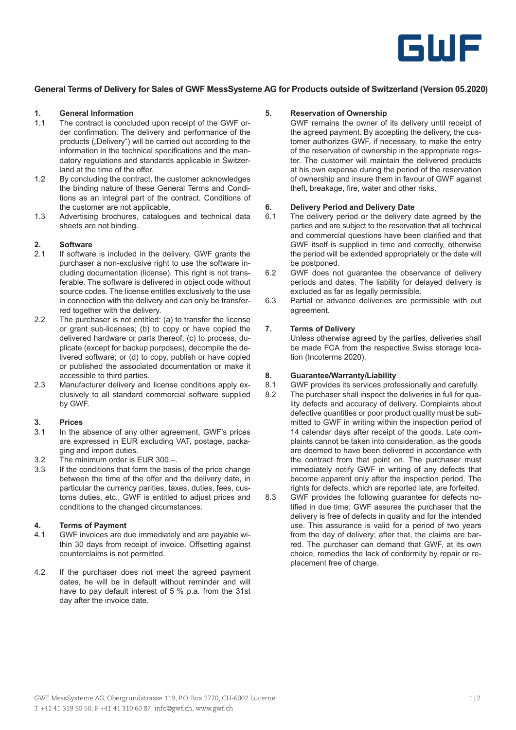# General Terms of Delivery for Sales of GWF MessSysteme AG for Products outside of Switzerland (Version 05.2020)

## 1. General Information

1.1 The contract is concluded upon receipt of the GWF order confirmation. The delivery and performance of the products („Delivery") will be carried out according to the information in the technical specifications and the mandatory regulations and standards applicable in Switzerland at the time of the offer.

1.2 By concluding the contract, the customer acknowledges the binding nature of these General Terms and Conditions as an integral part of the contract. Conditions of the customer are not applicable.

1.3 Advertising brochures, catalogues and technical data sheets are not binding.

## 2. Software

2.1 If software is included in the delivery, GWF grants the purchaser a non-exclusive right to use the software including documentation (license). This right is not transferable. The software is delivered in object code without source codes. The license entitles exclusively to the use in connection with the delivery and can only be transferred together with the delivery.

2.2 The purchaser is not entitled: (a) to transfer the license or grant sub-licenses; (b) to copy or have copied the delivered hardware or parts thereof; (c) to process, duplicate (except for backup purposes), decompile the delivered software; or (d) to copy, publish or have copied or published the associated documentation or make it accessible to third parties.

2.3 Manufacturer delivery and license conditions apply exclusively to all standard commercial software supplied by GWF.

## 3. Prices

3.1 In the absence of any other agreement, GWF's prices are expressed in EUR excluding VAT, postage, packaging and import duties.

3.2 The minimum order is EUR 300.–.

3.3 If the conditions that form the basis of the price change between the time of the offer and the delivery date, in particular the currency parities, taxes, duties, fees, customs duties, etc., GWF is entitled to adjust prices and conditions to the changed circumstances.

## 4. Terms of Payment

4.1 GWF invoices are due immediately and are payable within 30 days from receipt of invoice. Offsetting against counterclaims is not permitted.

4.2 If the purchaser does not meet the agreed payment dates, he will be in default without reminder and will have to pay default interest of 5 % p.a. from the 31st day after the invoice date.

## 5. Reservation of Ownership

GWF remains the owner of its delivery until receipt of the agreed payment. By accepting the delivery, the customer authorizes GWF, if necessary, to make the entry of the reservation of ownership in the appropriate register. The customer will maintain the delivered products at his own expense during the period of the reservation of ownership and insure them in favour of GWF against theft, breakage, fire, water and other risks.

## 6. Delivery Period and Delivery Date

6.1 The delivery period or the delivery date agreed by the parties and are subject to the reservation that all technical and commercial questions have been clarified and that GWF itself is supplied in time and correctly, otherwise the period will be extended appropriately or the date will be postponed.

6.2 GWF does not guarantee the observance of delivery periods and dates. The liability for delayed delivery is excluded as far as legally permissible.

6.3 Partial or advance deliveries are permissible with out agreement.

## 7. Terms of Delivery

Unless otherwise agreed by the parties, deliveries shall be made FCA from the respective Swiss storage location (Incoterms 2020).

## 8. Guarantee/Warranty/Liability

8.1 GWF provides its services professionally and carefully.

8.2 The purchaser shall inspect the deliveries in full for quality defects and accuracy of delivery. Complaints about defective quantities or poor product quality must be submitted to GWF in writing within the inspection period of 14 calendar days after receipt of the goods. Late complaints cannot be taken into consideration, as the goods are deemed to have been delivered in accordance with the contract from that point on. The purchaser must immediately notify GWF in writing of any defects that become apparent only after the inspection period. The rights for defects, which are reported late, are forfeited.

8.3 GWF provides the following guarantee for defects notified in due time: GWF assures the purchaser that the delivery is free of defects in quality and for the intended use. This assurance is valid for a period of two years from the day of delivery; after that, the claims are barred. The purchaser can demand that GWF, at its own choice, remedies the lack of conformity by repair or replacement free of charge.

GWF MessSysteme AG, Obergrundstrasse 119, P.O. Box 2770, CH-6002 Lucerne
T +41 41 319 50 50, F +41 41 310 60 87, info@gwf.ch, www.gwf.ch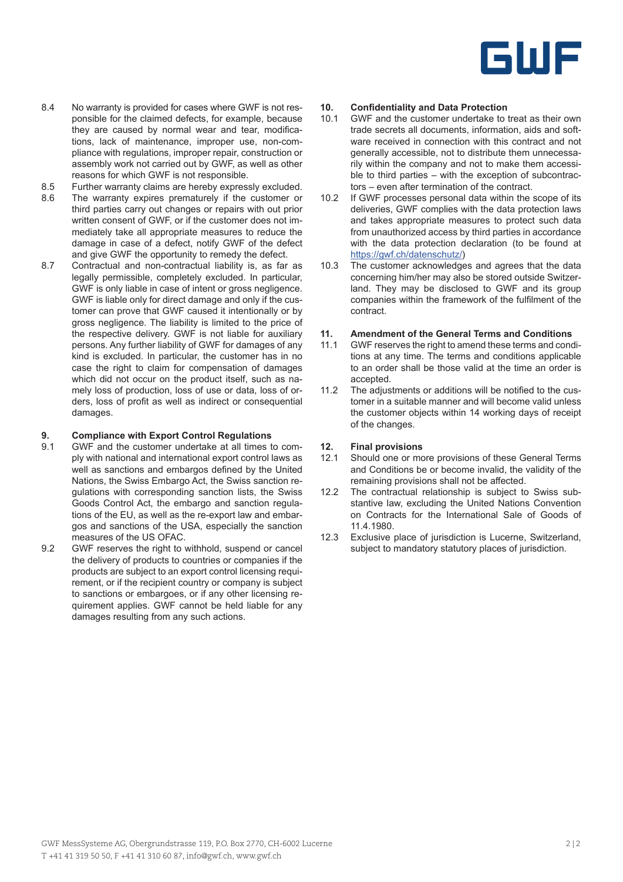8.4 No warranty is provided for cases where GWF is not responsible for the claimed defects, for example, because they are caused by normal wear and tear, modifications, lack of maintenance, improper use, non-compliance with regulations, improper repair, construction or assembly work not carried out by GWF, as well as other reasons for which GWF is not responsible.

8.5 Further warranty claims are hereby expressly excluded.

8.6 The warranty expires prematurely if the customer or third parties carry out changes or repairs with out prior written consent of GWF, or if the customer does not immediately take all appropriate measures to reduce the damage in case of a defect, notify GWF of the defect and give GWF the opportunity to remedy the defect.

8.7 Contractual and non-contractual liability is, as far as legally permissible, completely excluded. In particular, GWF is only liable in case of intent or gross negligence. GWF is liable only for direct damage and only if the customer can prove that GWF caused it intentionally or by gross negligence. The liability is limited to the price of the respective delivery. GWF is not liable for auxiliary persons. Any further liability of GWF for damages of any kind is excluded. In particular, the customer has in no case the right to claim for compensation of damages which did not occur on the product itself, such as namely loss of production, loss of use or data, loss of orders, loss of profit as well as indirect or consequential damages.

## 9. Compliance with Export Control Regulations

9.1 GWF and the customer undertake at all times to comply with national and international export control laws as well as sanctions and embargos defined by the United Nations, the Swiss Embargo Act, the Swiss sanction regulations with corresponding sanction lists, the Swiss Goods Control Act, the embargo and sanction regulations of the EU, as well as the re-export law and embargos and sanctions of the USA, especially the sanction measures of the US OFAC.

9.2 GWF reserves the right to withhold, suspend or cancel the delivery of products to countries or companies if the products are subject to an export control licensing requirement, or if the recipient country or company is subject to sanctions or embargoes, or if any other licensing requirement applies. GWF cannot be held liable for any damages resulting from any such actions.

## 10. Confidentiality and Data Protection

10.1 GWF and the customer undertake to treat as their own trade secrets all documents, information, aids and software received in connection with this contract and not generally accessible, not to distribute them unnecessarily within the company and not to make them accessible to third parties – with the exception of subcontractors – even after termination of the contract.

10.2 If GWF processes personal data within the scope of its deliveries, GWF complies with the data protection laws and takes appropriate measures to protect such data from unauthorized access by third parties in accordance with the data protection declaration (to be found at https://gwf.ch/datenschutz/)

10.3 The customer acknowledges and agrees that the data concerning him/her may also be stored outside Switzerland. They may be disclosed to GWF and its group companies within the framework of the fulfilment of the contract.

## 11. Amendment of the General Terms and Conditions

11.1 GWF reserves the right to amend these terms and conditions at any time. The terms and conditions applicable to an order shall be those valid at the time an order is accepted.

11.2 The adjustments or additions will be notified to the customer in a suitable manner and will become valid unless the customer objects within 14 working days of receipt of the changes.

## 12. Final provisions

12.1 Should one or more provisions of these General Terms and Conditions be or become invalid, the validity of the remaining provisions shall not be affected.

12.2 The contractual relationship is subject to Swiss substantive law, excluding the United Nations Convention on Contracts for the International Sale of Goods of 11.4.1980.

12.3 Exclusive place of jurisdiction is Lucerne, Switzerland, subject to mandatory statutory places of jurisdiction.